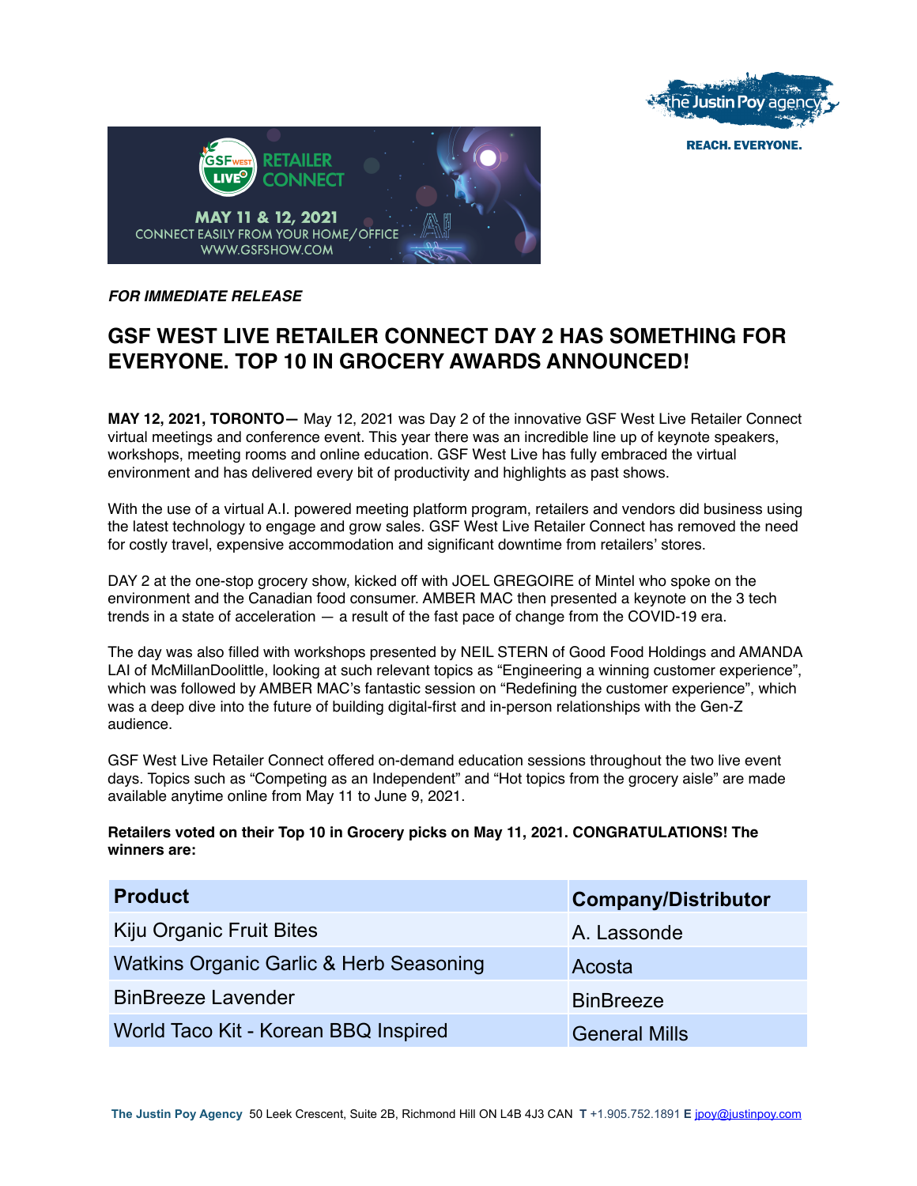*FOR IMMEDIATE RELEASE*

# GSF WEST LIVE RETAILER CONNECT DAY 2 HAS SOMETHING FOR EVERYONE. TOP 10 IN GROCERY AWARDS ANNOUNCED!

**MAY 12, 2021, TORONTO—** May 12, 2021 was Day 2 of the innovative GSF West Live Retailer Connect virtual meetings and conference event. This year there was an incredible line up of keynote speakers, workshops, meeting rooms and online education. GSF West Live has fully embraced the virtual environment and has delivered every bit of productivity and highlights as past shows.

With the use of a virtual A.I. powered meeting platform program, retailers and vendors did business using the latest technology to engage and grow sales. GSF West Live Retailer Connect has removed the need for costly travel, expensive accommodation and significant downtime from retailers' stores.

DAY 2 at the one-stop grocery show, kicked off with JOEL GREGOIRE of Mintel who spoke on the environment and the Canadian food consumer. AMBER MAC then presented a keynote on the 3 tech trends in a state of acceleration — a result of the fast pace of change from the COVID-19 era.

The day was also filled with workshops presented by NEIL STERN of Good Food Holdings and AMANDA LAI of McMillanDoolittle, looking at such relevant topics as "Engineering a winning customer experience", which was followed by AMBER MAC's fantastic session on "Redefining the customer experience", which was a deep dive into the future of building digital-first and in-person relationships with the Gen-Z audience.

GSF West Live Retailer Connect offered on-demand education sessions throughout the two live event days. Topics such as "Competing as an Independent" and "Hot topics from the grocery aisle" are made available anytime online from May 11 to June 9, 2021.

**Retailers voted on their Top 10 in Grocery picks on May 11, 2021. CONGRATULATIONS! The winners are:**

| Product | Company/Distributor |
|---|---|
| Kiju Organic Fruit Bites | A. Lassonde |
| Watkins Organic Garlic & Herb Seasoning | Acosta |
| BinBreeze Lavender | BinBreeze |
| World Taco Kit - Korean BBQ Inspired | General Mills |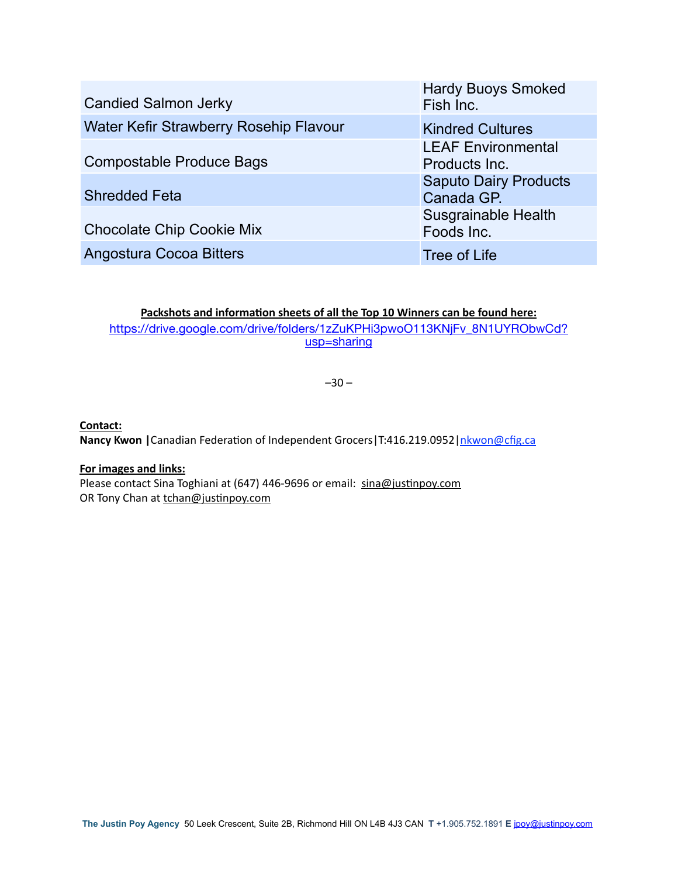| | |
|---|---|
| Candied Salmon Jerky | Hardy Buoys Smoked Fish Inc. |
| Water Kefir Strawberry Rosehip Flavour | Kindred Cultures |
| Compostable Produce Bags | LEAF Environmental Products Inc. |
| Shredded Feta | Saputo Dairy Products Canada GP. |
| Chocolate Chip Cookie Mix | Susgrainable Health Foods Inc. |
| Angostura Cocoa Bitters | Tree of Life |

**Packshots and information sheets of all the Top 10 Winners can be found here:**
https://drive.google.com/drive/folders/1zZuKPHi3pwoO113KNjFv_8N1UYRObwCd?usp=sharing

–30 –

**Contact:**
**Nancy Kwon** |Canadian Federation of Independent Grocers|T:416.219.0952|nkwon@cfig.ca

**For images and links:**
Please contact Sina Toghiani at (647) 446-9696 or email: sina@justinpoy.com
OR Tony Chan at tchan@justinpoy.com

**The Justin Poy Agency** 50 Leek Crescent, Suite 2B, Richmond Hill ON L4B 4J3 CAN **T** +1.905.752.1891 **E** jpoy@justinpoy.com